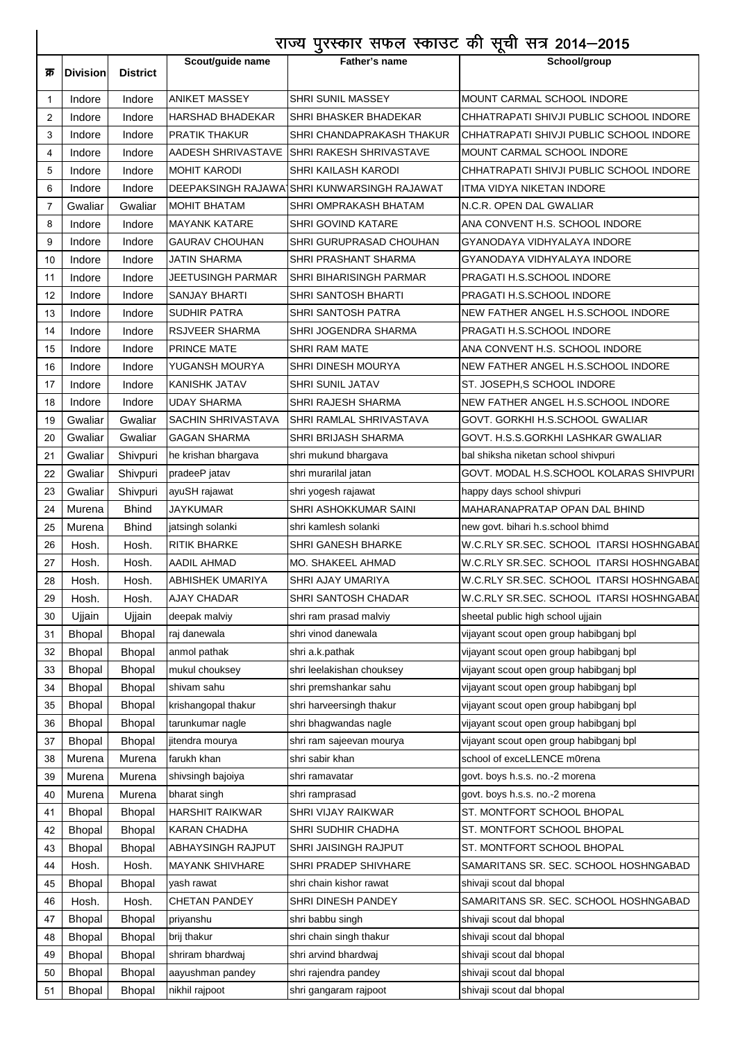# राज्य पुरस्कार सफल स्काउट की सूची सत्र 2014–2015

| क्र | Division | District | Scout/guide name | Father's name | School/group |
|---|---|---|---|---|---|
| 1 | Indore | Indore | ANIKET MASSEY | SHRI SUNIL MASSEY | MOUNT CARMAL SCHOOL INDORE |
| 2 | Indore | Indore | HARSHAD BHADEKAR | SHRI BHASKER BHADEKAR | CHHATRAPATI SHIVJI PUBLIC SCHOOL INDORE |
| 3 | Indore | Indore | PRATIK THAKUR | SHRI CHANDAPRAKASH THAKUR | CHHATRAPATI SHIVJI PUBLIC SCHOOL INDORE |
| 4 | Indore | Indore | AADESH SHRIVASTAVE | SHRI RAKESH SHRIVASTAVE | MOUNT CARMAL SCHOOL INDORE |
| 5 | Indore | Indore | MOHIT KARODI | SHRI KAILASH KARODI | CHHATRAPATI SHIVJI PUBLIC SCHOOL INDORE |
| 6 | Indore | Indore | DEEPAKSINGH RAJAWA | SHRI KUNWARSINGH RAJAWAT | ITMA VIDYA NIKETAN INDORE |
| 7 | Gwaliar | Gwaliar | MOHIT BHATAM | SHRI OMPRAKASH BHATAM | N.C.R. OPEN DAL GWALIAR |
| 8 | Indore | Indore | MAYANK KATARE | SHRI GOVIND KATARE | ANA CONVENT H.S. SCHOOL INDORE |
| 9 | Indore | Indore | GAURAV CHOUHAN | SHRI GURUPRASAD CHOUHAN | GYANODAYA VIDHYALAYA INDORE |
| 10 | Indore | Indore | JATIN SHARMA | SHRI PRASHANT SHARMA | GYANODAYA VIDHYALAYA INDORE |
| 11 | Indore | Indore | JEETUSINGH PARMAR | SHRI BIHARISINGH PARMAR | PRAGATI H.S.SCHOOL INDORE |
| 12 | Indore | Indore | SANJAY BHARTI | SHRI SANTOSH BHARTI | PRAGATI H.S.SCHOOL INDORE |
| 13 | Indore | Indore | SUDHIR PATRA | SHRI SANTOSH PATRA | NEW FATHER ANGEL H.S.SCHOOL INDORE |
| 14 | Indore | Indore | RSJVEER SHARMA | SHRI JOGENDRA SHARMA | PRAGATI H.S.SCHOOL INDORE |
| 15 | Indore | Indore | PRINCE MATE | SHRI RAM MATE | ANA CONVENT H.S. SCHOOL INDORE |
| 16 | Indore | Indore | YUGANSH MOURYA | SHRI DINESH MOURYA | NEW FATHER ANGEL H.S.SCHOOL INDORE |
| 17 | Indore | Indore | KANISHK JATAV | SHRI SUNIL JATAV | ST. JOSEPH,S SCHOOL INDORE |
| 18 | Indore | Indore | UDAY SHARMA | SHRI RAJESH SHARMA | NEW FATHER ANGEL H.S.SCHOOL INDORE |
| 19 | Gwaliar | Gwaliar | SACHIN SHRIVASTAVA | SHRI RAMLAL SHRIVASTAVA | GOVT. GORKHI H.S.SCHOOL GWALIAR |
| 20 | Gwaliar | Gwaliar | GAGAN SHARMA | SHRI BRIJASH SHARMA | GOVT. H.S.S.GORKHI LASHKAR GWALIAR |
| 21 | Gwaliar | Shivpuri | he krishan bhargava | shri mukund bhargava | bal shiksha niketan school shivpuri |
| 22 | Gwaliar | Shivpuri | pradeeP jatav | shri murarilal jatan | GOVT. MODAL H.S.SCHOOL KOLARAS SHIVPURI |
| 23 | Gwaliar | Shivpuri | ayuSH rajawat | shri yogesh rajawat | happy days school shivpuri |
| 24 | Murena | Bhind | JAYKUMAR | SHRI ASHOKKUMAR SAINI | MAHARANAPRATAP OPAN DAL BHIND |
| 25 | Murena | Bhind | jatsingh solanki | shri kamlesh solanki | new govt. bihari h.s.school bhimd |
| 26 | Hosh. | Hosh. | RITIK BHARKE | SHRI GANESH BHARKE | W.C.RLY SR.SEC. SCHOOL ITARSI HOSHNGABAD |
| 27 | Hosh. | Hosh. | AADIL AHMAD | MO. SHAKEEL AHMAD | W.C.RLY SR.SEC. SCHOOL ITARSI HOSHNGABAD |
| 28 | Hosh. | Hosh. | ABHISHEK UMARIYA | SHRI AJAY UMARIYA | W.C.RLY SR.SEC. SCHOOL ITARSI HOSHNGABAD |
| 29 | Hosh. | Hosh. | AJAY CHADAR | SHRI SANTOSH CHADAR | W.C.RLY SR.SEC. SCHOOL ITARSI HOSHNGABAD |
| 30 | Ujjain | Ujjain | deepak malviy | shri ram prasad malviy | sheetal public high school ujjain |
| 31 | Bhopal | Bhopal | raj danewala | shri vinod danewala | vijayant scout open group habibganj bpl |
| 32 | Bhopal | Bhopal | anmol pathak | shri a.k.pathak | vijayant scout open group habibganj bpl |
| 33 | Bhopal | Bhopal | mukul chouksey | shri leelakishan chouksey | vijayant scout open group habibganj bpl |
| 34 | Bhopal | Bhopal | shivam sahu | shri premshankar sahu | vijayant scout open group habibganj bpl |
| 35 | Bhopal | Bhopal | krishangopal thakur | shri harveersingh thakur | vijayant scout open group habibganj bpl |
| 36 | Bhopal | Bhopal | tarunkumar nagle | shri bhagwandas nagle | vijayant scout open group habibganj bpl |
| 37 | Bhopal | Bhopal | jitendra mourya | shri ram sajeevan mourya | vijayant scout open group habibganj bpl |
| 38 | Murena | Murena | farukh khan | shri sabir khan | school of exceLLENCE m0rena |
| 39 | Murena | Murena | shivsingh bajoiya | shri ramavatar | govt. boys h.s.s. no.-2 morena |
| 40 | Murena | Murena | bharat singh | shri ramprasad | govt. boys h.s.s. no.-2 morena |
| 41 | Bhopal | Bhopal | HARSHIT RAIKWAR | SHRI VIJAY RAIKWAR | ST. MONTFORT SCHOOL BHOPAL |
| 42 | Bhopal | Bhopal | KARAN CHADHA | SHRI SUDHIR CHADHA | ST. MONTFORT SCHOOL BHOPAL |
| 43 | Bhopal | Bhopal | ABHAYSINGH RAJPUT | SHRI JAISINGH RAJPUT | ST. MONTFORT SCHOOL BHOPAL |
| 44 | Hosh. | Hosh. | MAYANK SHIVHARE | SHRI PRADEP SHIVHARE | SAMARITANS SR. SEC. SCHOOL HOSHNGABAD |
| 45 | Bhopal | Bhopal | yash rawat | shri chain kishor rawat | shivaji scout dal bhopal |
| 46 | Hosh. | Hosh. | CHETAN PANDEY | SHRI DINESH PANDEY | SAMARITANS SR. SEC. SCHOOL HOSHNGABAD |
| 47 | Bhopal | Bhopal | priyanshu | shri babbu singh | shivaji scout dal bhopal |
| 48 | Bhopal | Bhopal | brij thakur | shri chain singh thakur | shivaji scout dal bhopal |
| 49 | Bhopal | Bhopal | shriram bhardwaj | shri arvind bhardwaj | shivaji scout dal bhopal |
| 50 | Bhopal | Bhopal | aayushman pandey | shri rajendra pandey | shivaji scout dal bhopal |
| 51 | Bhopal | Bhopal | nikhil rajpoot | shri gangaram rajpoot | shivaji scout dal bhopal |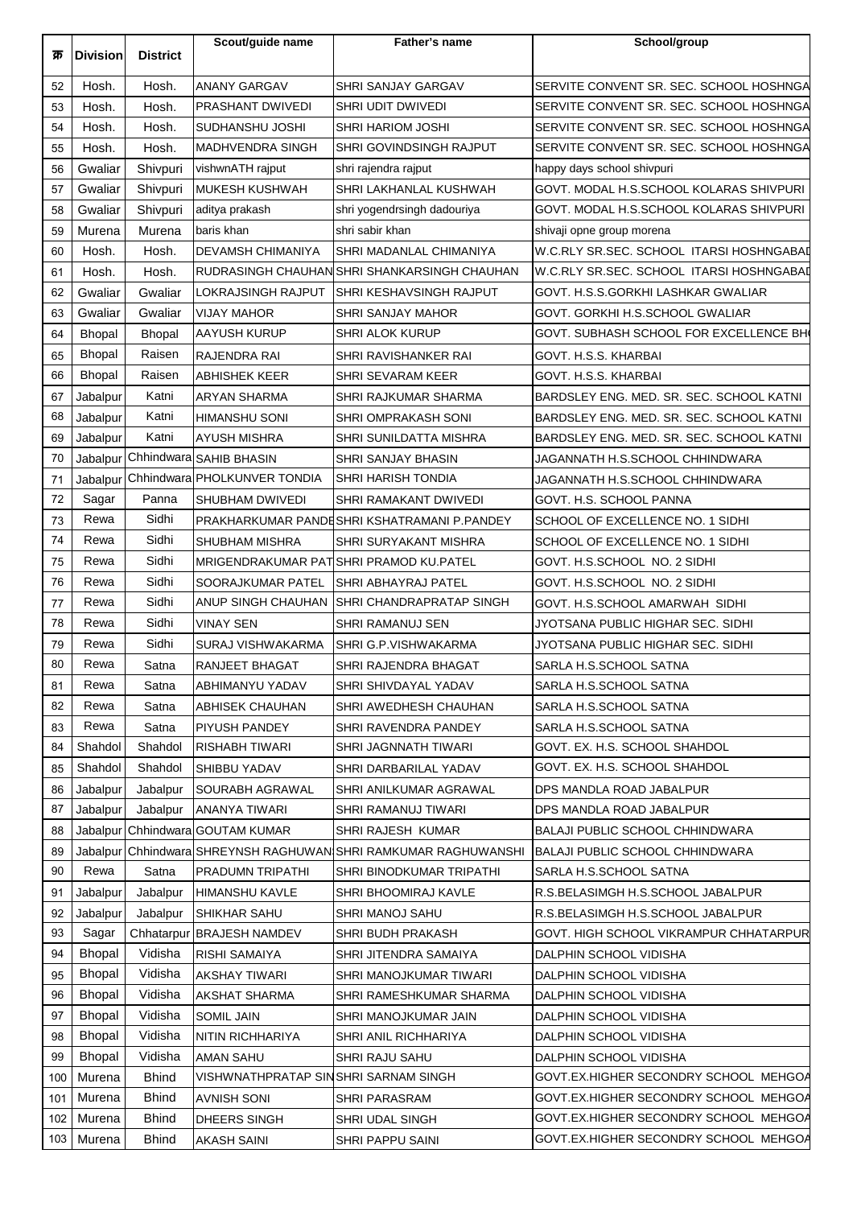| क्र | Division | District | Scout/guide name | Father's name | School/group |
|---|---|---|---|---|---|
| 52 | Hosh. | Hosh. | ANANY GARGAV | SHRI SANJAY GARGAV | SERVITE CONVENT SR. SEC. SCHOOL HOSHNGA |
| 53 | Hosh. | Hosh. | PRASHANT DWIVEDI | SHRI UDIT DWIVEDI | SERVITE CONVENT SR. SEC. SCHOOL HOSHNGA |
| 54 | Hosh. | Hosh. | SUDHANSHU JOSHI | SHRI HARIOM JOSHI | SERVITE CONVENT SR. SEC. SCHOOL HOSHNGA |
| 55 | Hosh. | Hosh. | MADHVENDRA SINGH | SHRI GOVINDSINGH RAJPUT | SERVITE CONVENT SR. SEC. SCHOOL HOSHNGA |
| 56 | Gwaliar | Shivpuri | vishwnATH rajput | shri rajendra rajput | happy days school shivpuri |
| 57 | Gwaliar | Shivpuri | MUKESH KUSHWAH | SHRI LAKHANLAL KUSHWAH | GOVT. MODAL H.S.SCHOOL KOLARAS SHIVPURI |
| 58 | Gwaliar | Shivpuri | aditya prakash | shri yogendrsingh dadouriya | GOVT. MODAL H.S.SCHOOL KOLARAS SHIVPURI |
| 59 | Murena | Murena | baris khan | shri sabir khan | shivaji opne group morena |
| 60 | Hosh. | Hosh. | DEVAMSH CHIMANIYA | SHRI MADANLAL CHIMANIYA | W.C.RLY SR.SEC. SCHOOL ITARSI HOSHNGABAD |
| 61 | Hosh. | Hosh. | RUDRASINGH CHAUHAN | SHRI SHANKARSINGH CHAUHAN | W.C.RLY SR.SEC. SCHOOL ITARSI HOSHNGABAD |
| 62 | Gwaliar | Gwaliar | LOKRAJSINGH RAJPUT | SHRI KESHAVSINGH RAJPUT | GOVT. H.S.S.GORKHI LASHKAR GWALIAR |
| 63 | Gwaliar | Gwaliar | VIJAY MAHOR | SHRI SANJAY MAHOR | GOVT. GORKHI H.S.SCHOOL GWALIAR |
| 64 | Bhopal | Bhopal | AAYUSH KURUP | SHRI ALOK KURUP | GOVT. SUBHASH SCHOOL FOR EXCELLENCE BH |
| 65 | Bhopal | Raisen | RAJENDRA RAI | SHRI RAVISHANKER RAI | GOVT. H.S.S. KHARBAI |
| 66 | Bhopal | Raisen | ABHISHEK KEER | SHRI SEVARAM KEER | GOVT. H.S.S. KHARBAI |
| 67 | Jabalpur | Katni | ARYAN SHARMA | SHRI RAJKUMAR SHARMA | BARDSLEY ENG. MED. SR. SEC. SCHOOL KATNI |
| 68 | Jabalpur | Katni | HIMANSHU SONI | SHRI OMPRAKASH SONI | BARDSLEY ENG. MED. SR. SEC. SCHOOL KATNI |
| 69 | Jabalpur | Katni | AYUSH MISHRA | SHRI SUNILDATTA MISHRA | BARDSLEY ENG. MED. SR. SEC. SCHOOL KATNI |
| 70 | Jabalpur | Chhindwara | SAHIB BHASIN | SHRI SANJAY BHASIN | JAGANNATH H.S.SCHOOL CHHINDWARA |
| 71 | Jabalpur | Chhindwara | PHOLKUNVER TONDIA | SHRI HARISH TONDIA | JAGANNATH H.S.SCHOOL CHHINDWARA |
| 72 | Sagar | Panna | SHUBHAM DWIVEDI | SHRI RAMAKANT DWIVEDI | GOVT. H.S. SCHOOL PANNA |
| 73 | Rewa | Sidhi | PRAKHARKUMAR PANDE | SHRI KSHATRAMANI P.PANDEY | SCHOOL OF EXCELLENCE NO. 1 SIDHI |
| 74 | Rewa | Sidhi | SHUBHAM MISHRA | SHRI SURYAKANT MISHRA | SCHOOL OF EXCELLENCE NO. 1 SIDHI |
| 75 | Rewa | Sidhi | MRIGENDRAKUMAR PAT | SHRI PRAMOD KU.PATEL | GOVT. H.S.SCHOOL NO. 2 SIDHI |
| 76 | Rewa | Sidhi | SOORAJKUMAR PATEL | SHRI ABHAYRAJ PATEL | GOVT. H.S.SCHOOL NO. 2 SIDHI |
| 77 | Rewa | Sidhi | ANUP SINGH CHAUHAN | SHRI CHANDRAPRATAP SINGH | GOVT. H.S.SCHOOL AMARWAH SIDHI |
| 78 | Rewa | Sidhi | VINAY SEN | SHRI RAMANUJ SEN | JYOTSANA PUBLIC HIGHAR SEC. SIDHI |
| 79 | Rewa | Sidhi | SURAJ VISHWAKARMA | SHRI G.P.VISHWAKARMA | JYOTSANA PUBLIC HIGHAR SEC. SIDHI |
| 80 | Rewa | Satna | RANJEET BHAGAT | SHRI RAJENDRA BHAGAT | SARLA H.S.SCHOOL SATNA |
| 81 | Rewa | Satna | ABHIMANYU YADAV | SHRI SHIVDAYAL YADAV | SARLA H.S.SCHOOL SATNA |
| 82 | Rewa | Satna | ABHISEK CHAUHAN | SHRI AWEDHESH CHAUHAN | SARLA H.S.SCHOOL SATNA |
| 83 | Rewa | Satna | PIYUSH PANDEY | SHRI RAVENDRA PANDEY | SARLA H.S.SCHOOL SATNA |
| 84 | Shahdol | Shahdol | RISHABH TIWARI | SHRI JAGNNATH TIWARI | GOVT. EX. H.S. SCHOOL SHAHDOL |
| 85 | Shahdol | Shahdol | SHIBBU YADAV | SHRI DARBARILAL YADAV | GOVT. EX. H.S. SCHOOL SHAHDOL |
| 86 | Jabalpur | Jabalpur | SOURABH AGRAWAL | SHRI ANILKUMAR AGRAWAL | DPS MANDLA ROAD JABALPUR |
| 87 | Jabalpur | Jabalpur | ANANYA TIWARI | SHRI RAMANUJ TIWARI | DPS MANDLA ROAD JABALPUR |
| 88 | Jabalpur | Chhindwara | GOUTAM KUMAR | SHRI RAJESH KUMAR | BALAJI PUBLIC SCHOOL CHHINDWARA |
| 89 | Jabalpur | Chhindwara | SHREYNSH RAGHUWAN | SHRI RAMKUMAR RAGHUWANSHI | BALAJI PUBLIC SCHOOL CHHINDWARA |
| 90 | Rewa | Satna | PRADUMN TRIPATHI | SHRI BINODKUMAR TRIPATHI | SARLA H.S.SCHOOL SATNA |
| 91 | Jabalpur | Jabalpur | HIMANSHU KAVLE | SHRI BHOOMIRAJ KAVLE | R.S.BELASIMGH H.S.SCHOOL JABALPUR |
| 92 | Jabalpur | Jabalpur | SHIKHAR SAHU | SHRI MANOJ SAHU | R.S.BELASIMGH H.S.SCHOOL JABALPUR |
| 93 | Sagar | Chhatarpur | BRAJESH NAMDEV | SHRI BUDH PRAKASH | GOVT. HIGH SCHOOL VIKRAMPUR CHHATARPUR |
| 94 | Bhopal | Vidisha | RISHI SAMAIYA | SHRI JITENDRA SAMAIYA | DALPHIN SCHOOL VIDISHA |
| 95 | Bhopal | Vidisha | AKSHAY TIWARI | SHRI MANOJKUMAR TIWARI | DALPHIN SCHOOL VIDISHA |
| 96 | Bhopal | Vidisha | AKSHAT SHARMA | SHRI RAMESHKUMAR SHARMA | DALPHIN SCHOOL VIDISHA |
| 97 | Bhopal | Vidisha | SOMIL JAIN | SHRI MANOJKUMAR JAIN | DALPHIN SCHOOL VIDISHA |
| 98 | Bhopal | Vidisha | NITIN RICHHARIYA | SHRI ANIL RICHHARIYA | DALPHIN SCHOOL VIDISHA |
| 99 | Bhopal | Vidisha | AMAN SAHU | SHRI RAJU SAHU | DALPHIN SCHOOL VIDISHA |
| 100 | Murena | Bhind | VISHWNATHPRATAP SIN | SHRI SARNAM SINGH | GOVT.EX.HIGHER SECONDRY SCHOOL MEHGOA |
| 101 | Murena | Bhind | AVNISH SONI | SHRI PARASRAM | GOVT.EX.HIGHER SECONDRY SCHOOL MEHGOA |
| 102 | Murena | Bhind | DHEERS SINGH | SHRI UDAL SINGH | GOVT.EX.HIGHER SECONDRY SCHOOL MEHGOA |
| 103 | Murena | Bhind | AKASH SAINI | SHRI PAPPU SAINI | GOVT.EX.HIGHER SECONDRY SCHOOL MEHGOA |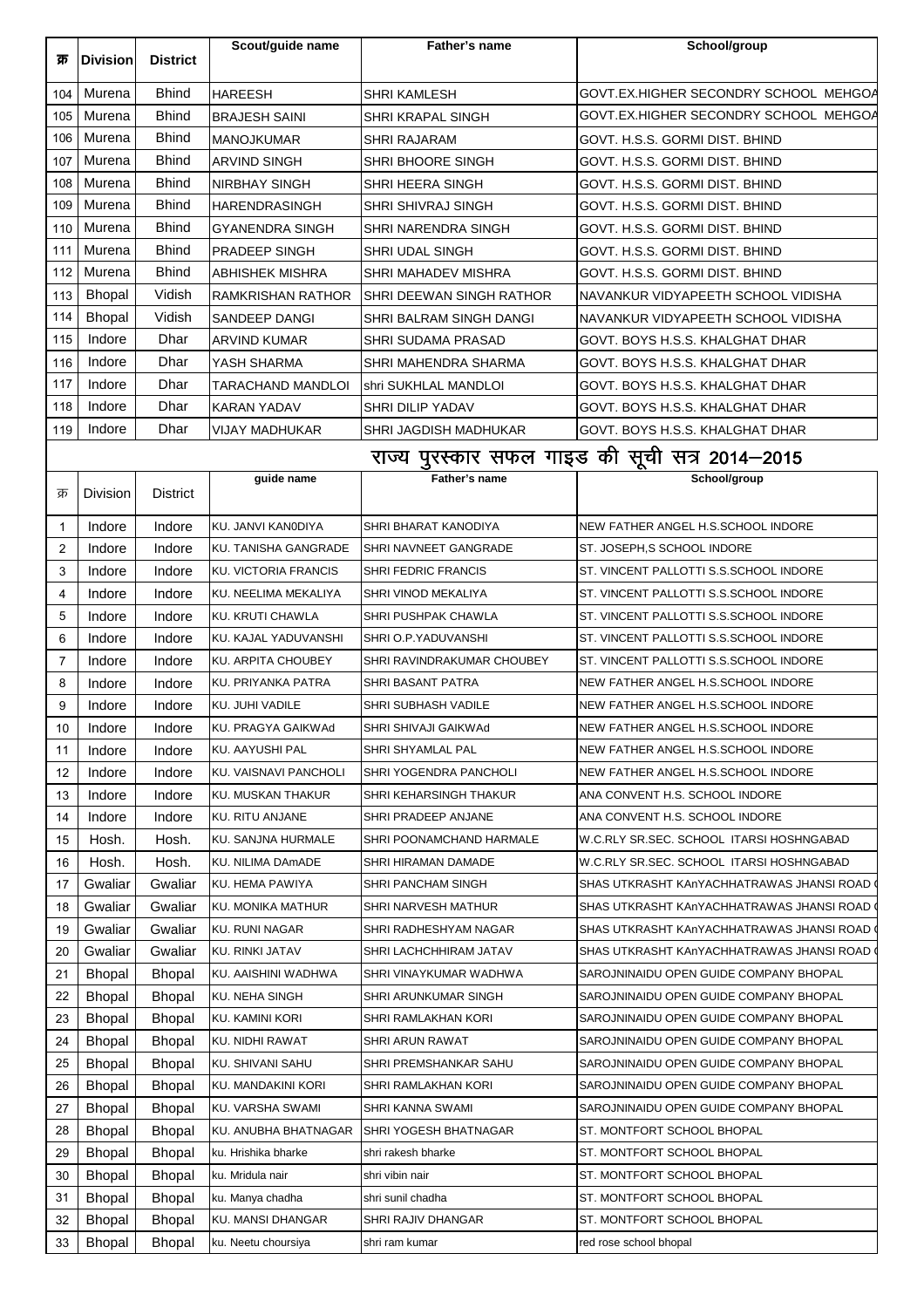| क्र | Division | District | Scout/guide name | Father's name | School/group |
|---|---|---|---|---|---|
| 104 | Murena | Bhind | HAREESH | SHRI KAMLESH | GOVT.EX.HIGHER SECONDRY SCHOOL MEHGOA |
| 105 | Murena | Bhind | BRAJESH SAINI | SHRI KRAPAL SINGH | GOVT.EX.HIGHER SECONDRY SCHOOL MEHGOA |
| 106 | Murena | Bhind | MANOJKUMAR | SHRI RAJARAM | GOVT. H.S.S. GORMI DIST. BHIND |
| 107 | Murena | Bhind | ARVIND SINGH | SHRI BHOORE SINGH | GOVT. H.S.S. GORMI DIST. BHIND |
| 108 | Murena | Bhind | NIRBHAY SINGH | SHRI HEERA SINGH | GOVT. H.S.S. GORMI DIST. BHIND |
| 109 | Murena | Bhind | HARENDRASINGH | SHRI SHIVRAJ SINGH | GOVT. H.S.S. GORMI DIST. BHIND |
| 110 | Murena | Bhind | GYANENDRA SINGH | SHRI NARENDRA SINGH | GOVT. H.S.S. GORMI DIST. BHIND |
| 111 | Murena | Bhind | PRADEEP SINGH | SHRI UDAL SINGH | GOVT. H.S.S. GORMI DIST. BHIND |
| 112 | Murena | Bhind | ABHISHEK MISHRA | SHRI MAHADEV MISHRA | GOVT. H.S.S. GORMI DIST. BHIND |
| 113 | Bhopal | Vidish | RAMKRISHAN RATHOR | SHRI DEEWAN SINGH RATHOR | NAVANKUR VIDYAPEETH SCHOOL VIDISHA |
| 114 | Bhopal | Vidish | SANDEEP DANGI | SHRI BALRAM SINGH DANGI | NAVANKUR VIDYAPEETH SCHOOL VIDISHA |
| 115 | Indore | Dhar | ARVIND KUMAR | SHRI SUDAMA PRASAD | GOVT. BOYS H.S.S. KHALGHAT DHAR |
| 116 | Indore | Dhar | YASH SHARMA | SHRI MAHENDRA SHARMA | GOVT. BOYS H.S.S. KHALGHAT DHAR |
| 117 | Indore | Dhar | TARACHAND MANDLOI | shri SUKHLAL MANDLOI | GOVT. BOYS H.S.S. KHALGHAT DHAR |
| 118 | Indore | Dhar | KARAN YADAV | SHRI DILIP YADAV | GOVT. BOYS H.S.S. KHALGHAT DHAR |
| 119 | Indore | Dhar | VIJAY MADHUKAR | SHRI JAGDISH MADHUKAR | GOVT. BOYS H.S.S. KHALGHAT DHAR |

## राज्य पुरस्कार सफल गाइड की सूची सत्र 2014–2015

| क्र | Division | District | guide name | Father's name | School/group |
|---|---|---|---|---|---|
| 1 | Indore | Indore | KU. JANVI KAN0DIYA | SHRI BHARAT KANODIYA | NEW FATHER ANGEL H.S.SCHOOL INDORE |
| 2 | Indore | Indore | KU. TANISHA GANGRADE | SHRI NAVNEET GANGRADE | ST. JOSEPH,S SCHOOL INDORE |
| 3 | Indore | Indore | KU. VICTORIA FRANCIS | SHRI FEDRIC FRANCIS | ST. VINCENT PALLOTTI S.S.SCHOOL INDORE |
| 4 | Indore | Indore | KU. NEELIMA MEKALIYA | SHRI VINOD MEKALIYA | ST. VINCENT PALLOTTI S.S.SCHOOL INDORE |
| 5 | Indore | Indore | KU. KRUTI CHAWLA | SHRI PUSHPAK CHAWLA | ST. VINCENT PALLOTTI S.S.SCHOOL INDORE |
| 6 | Indore | Indore | KU. KAJAL YADUVANSHI | SHRI O.P.YADUVANSHI | ST. VINCENT PALLOTTI S.S.SCHOOL INDORE |
| 7 | Indore | Indore | KU. ARPITA CHOUBEY | SHRI RAVINDRAKUMAR CHOUBEY | ST. VINCENT PALLOTTI S.S.SCHOOL INDORE |
| 8 | Indore | Indore | KU. PRIYANKA PATRA | SHRI BASANT PATRA | NEW FATHER ANGEL H.S.SCHOOL INDORE |
| 9 | Indore | Indore | KU. JUHI VADILE | SHRI SUBHASH VADILE | NEW FATHER ANGEL H.S.SCHOOL INDORE |
| 10 | Indore | Indore | KU. PRAGYA GAIKWAd | SHRI SHIVAJI GAIKWAd | NEW FATHER ANGEL H.S.SCHOOL INDORE |
| 11 | Indore | Indore | KU. AAYUSHI PAL | SHRI SHYAMLAL PAL | NEW FATHER ANGEL H.S.SCHOOL INDORE |
| 12 | Indore | Indore | KU. VAISNAVI PANCHOLI | SHRI YOGENDRA PANCHOLI | NEW FATHER ANGEL H.S.SCHOOL INDORE |
| 13 | Indore | Indore | KU. MUSKAN THAKUR | SHRI KEHARSINGH THAKUR | ANA CONVENT H.S. SCHOOL INDORE |
| 14 | Indore | Indore | KU. RITU ANJANE | SHRI PRADEEP ANJANE | ANA CONVENT H.S. SCHOOL INDORE |
| 15 | Hosh. | Hosh. | KU. SANJNA HURMALE | SHRI POONAMCHAND HARMALE | W.C.RLY SR.SEC. SCHOOL ITARSI HOSHNGABAD |
| 16 | Hosh. | Hosh. | KU. NILIMA DAmADE | SHRI HIRAMAN DAMADE | W.C.RLY SR.SEC. SCHOOL ITARSI HOSHNGABAD |
| 17 | Gwaliar | Gwaliar | KU. HEMA PAWIYA | SHRI PANCHAM SINGH | SHAS UTKRASHT KAnYACHHATRAWAS JHANSI ROAD ( |
| 18 | Gwaliar | Gwaliar | KU. MONIKA MATHUR | SHRI NARVESH MATHUR | SHAS UTKRASHT KAnYACHHATRAWAS JHANSI ROAD ( |
| 19 | Gwaliar | Gwaliar | KU. RUNI NAGAR | SHRI RADHESHYAM NAGAR | SHAS UTKRASHT KAnYACHHATRAWAS JHANSI ROAD ( |
| 20 | Gwaliar | Gwaliar | KU. RINKI JATAV | SHRI LACHCHHIRAM JATAV | SHAS UTKRASHT KAnYACHHATRAWAS JHANSI ROAD ( |
| 21 | Bhopal | Bhopal | KU. AAISHINI WADHWA | SHRI VINAYKUMAR WADHWA | SAROJNINAIDU OPEN GUIDE COMPANY BHOPAL |
| 22 | Bhopal | Bhopal | KU. NEHA SINGH | SHRI ARUNKUMAR SINGH | SAROJNINAIDU OPEN GUIDE COMPANY BHOPAL |
| 23 | Bhopal | Bhopal | KU. KAMINI KORI | SHRI RAMLAKHAN KORI | SAROJNINAIDU OPEN GUIDE COMPANY BHOPAL |
| 24 | Bhopal | Bhopal | KU. NIDHI RAWAT | SHRI ARUN RAWAT | SAROJNINAIDU OPEN GUIDE COMPANY BHOPAL |
| 25 | Bhopal | Bhopal | KU. SHIVANI SAHU | SHRI PREMSHANKAR SAHU | SAROJNINAIDU OPEN GUIDE COMPANY BHOPAL |
| 26 | Bhopal | Bhopal | KU. MANDAKINI KORI | SHRI RAMLAKHAN KORI | SAROJNINAIDU OPEN GUIDE COMPANY BHOPAL |
| 27 | Bhopal | Bhopal | KU. VARSHA SWAMI | SHRI KANNA SWAMI | SAROJNINAIDU OPEN GUIDE COMPANY BHOPAL |
| 28 | Bhopal | Bhopal | KU. ANUBHA BHATNAGAR | SHRI YOGESH BHATNAGAR | ST. MONTFORT SCHOOL BHOPAL |
| 29 | Bhopal | Bhopal | ku. Hrishika bharke | shri rakesh bharke | ST. MONTFORT SCHOOL BHOPAL |
| 30 | Bhopal | Bhopal | ku. Mridula nair | shri vibin nair | ST. MONTFORT SCHOOL BHOPAL |
| 31 | Bhopal | Bhopal | ku. Manya chadha | shri sunil chadha | ST. MONTFORT SCHOOL BHOPAL |
| 32 | Bhopal | Bhopal | KU. MANSI DHANGAR | SHRI RAJIV DHANGAR | ST. MONTFORT SCHOOL BHOPAL |
| 33 | Bhopal | Bhopal | ku. Neetu choursiya | shri ram kumar | red rose school bhopal |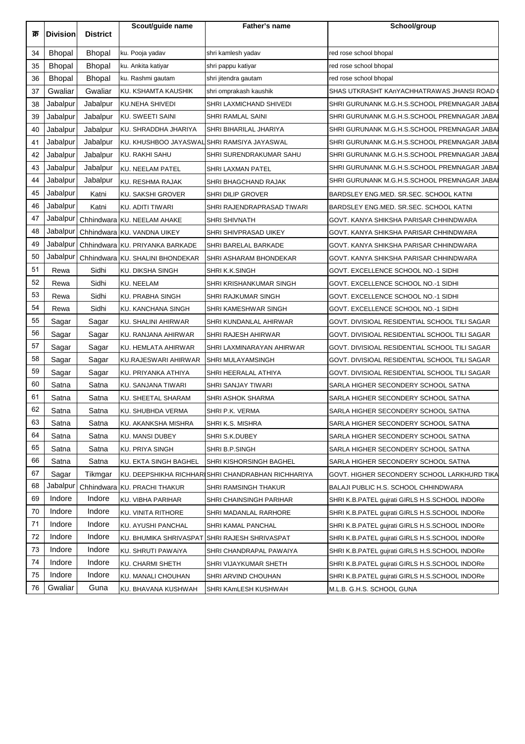| क्र | Division | District | Scout/guide name | Father's name | School/group |
|---|---|---|---|---|---|
| 34 | Bhopal | Bhopal | ku. Pooja yadav | shri kamlesh yadav | red rose school bhopal |
| 35 | Bhopal | Bhopal | ku. Ankita katiyar | shri pappu katiyar | red rose school bhopal |
| 36 | Bhopal | Bhopal | ku. Rashmi gautam | shri jitendra gautam | red rose school bhopal |
| 37 | Gwaliar | Gwaliar | KU. KSHAMTA KAUSHIK | shri omprakash kaushik | SHAS UTKRASHT KAnYACHHATRAWAS JHANSI ROAD |
| 38 | Jabalpur | Jabalpur | KU.NEHA SHIVEDI | SHRI LAXMICHAND SHIVEDI | SHRI GURUNANK M.G.H.S.SCHOOL PREMNAGAR JABA |
| 39 | Jabalpur | Jabalpur | KU. SWEETI SAINI | SHRI RAMLAL SAINI | SHRI GURUNANK M.G.H.S.SCHOOL PREMNAGAR JABA |
| 40 | Jabalpur | Jabalpur | KU. SHRADDHA JHARIYA | SHRI BIHARILAL JHARIYA | SHRI GURUNANK M.G.H.S.SCHOOL PREMNAGAR JABA |
| 41 | Jabalpur | Jabalpur | KU. KHUSHBOO JAYASWAL | SHRI RAMSIYA JAYASWAL | SHRI GURUNANK M.G.H.S.SCHOOL PREMNAGAR JABA |
| 42 | Jabalpur | Jabalpur | KU. RAKHI SAHU | SHRI SURENDRAKUMAR SAHU | SHRI GURUNANK M.G.H.S.SCHOOL PREMNAGAR JABA |
| 43 | Jabalpur | Jabalpur | KU. NEELAM PATEL | SHRI LAXMAN PATEL | SHRI GURUNANK M.G.H.S.SCHOOL PREMNAGAR JABA |
| 44 | Jabalpur | Jabalpur | KU. RESHMA RAJAK | SHRI BHAGCHAND RAJAK | SHRI GURUNANK M.G.H.S.SCHOOL PREMNAGAR JABA |
| 45 | Jabalpur | Katni | KU. SAKSHI GROVER | SHRI DILIP GROVER | BARDSLEY ENG.MED. SR.SEC. SCHOOL KATNI |
| 46 | Jabalpur | Katni | KU. ADITI TIWARI | SHRI RAJENDRAPRASAD TIWARI | BARDSLEY ENG.MED. SR.SEC. SCHOOL KATNI |
| 47 | Jabalpur | Chhindwara | KU. NEELAM AHAKE | SHRI SHIVNATH | GOVT. KANYA SHIKSHA PARISAR CHHINDWARA |
| 48 | Jabalpur | Chhindwara | KU. VANDNA UIKEY | SHRI SHIVPRASAD UIKEY | GOVT. KANYA SHIKSHA PARISAR CHHINDWARA |
| 49 | Jabalpur | Chhindwara | KU. PRIYANKA BARKADE | SHRI BARELAL BARKADE | GOVT. KANYA SHIKSHA PARISAR CHHINDWARA |
| 50 | Jabalpur | Chhindwara | KU. SHALINI BHONDEKAR | SHRI ASHARAM BHONDEKAR | GOVT. KANYA SHIKSHA PARISAR CHHINDWARA |
| 51 | Rewa | Sidhi | KU. DIKSHA SINGH | SHRI K.K.SINGH | GOVT. EXCELLENCE SCHOOL NO.-1 SIDHI |
| 52 | Rewa | Sidhi | KU. NEELAM | SHRI KRISHANKUMAR SINGH | GOVT. EXCELLENCE SCHOOL NO.-1 SIDHI |
| 53 | Rewa | Sidhi | KU. PRABHA SINGH | SHRI RAJKUMAR SINGH | GOVT. EXCELLENCE SCHOOL NO.-1 SIDHI |
| 54 | Rewa | Sidhi | KU. KANCHANA SINGH | SHRI KAMESHWAR SINGH | GOVT. EXCELLENCE SCHOOL NO.-1 SIDHI |
| 55 | Sagar | Sagar | KU. SHALINI AHIRWAR | SHRI KUNDANLAL AHIRWAR | GOVT. DIVISIOAL RESIDENTIAL SCHOOL TILI SAGAR |
| 56 | Sagar | Sagar | KU. RANJANA AHIRWAR | SHRI RAJESH AHIRWAR | GOVT. DIVISIOAL RESIDENTIAL SCHOOL TILI SAGAR |
| 57 | Sagar | Sagar | KU. HEMLATA AHIRWAR | SHRI LAXMINARAYAN AHIRWAR | GOVT. DIVISIOAL RESIDENTIAL SCHOOL TILI SAGAR |
| 58 | Sagar | Sagar | KU.RAJESWARI AHIRWAR | SHRI MULAYAMSINGH | GOVT. DIVISIOAL RESIDENTIAL SCHOOL TILI SAGAR |
| 59 | Sagar | Sagar | KU. PRIYANKA ATHIYA | SHRI HEERALAL ATHIYA | GOVT. DIVISIOAL RESIDENTIAL SCHOOL TILI SAGAR |
| 60 | Satna | Satna | KU. SANJANA TIWARI | SHRI SANJAY TIWARI | SARLA HIGHER SECONDERY SCHOOL SATNA |
| 61 | Satna | Satna | KU. SHEETAL SHARAM | SHRI ASHOK SHARMA | SARLA HIGHER SECONDERY SCHOOL SATNA |
| 62 | Satna | Satna | KU. SHUBHDA VERMA | SHRI P.K. VERMA | SARLA HIGHER SECONDERY SCHOOL SATNA |
| 63 | Satna | Satna | KU. AKANKSHA MISHRA | SHRI K.S. MISHRA | SARLA HIGHER SECONDERY SCHOOL SATNA |
| 64 | Satna | Satna | KU. MANSI DUBEY | SHRI S.K.DUBEY | SARLA HIGHER SECONDERY SCHOOL SATNA |
| 65 | Satna | Satna | KU. PRIYA SINGH | SHRI B.P.SINGH | SARLA HIGHER SECONDERY SCHOOL SATNA |
| 66 | Satna | Satna | KU. EKTA SINGH BAGHEL | SHRI KISHORSINGH BAGHEL | SARLA HIGHER SECONDERY SCHOOL SATNA |
| 67 | Sagar | Tikmgar | KU. DEEPSHIKHA RICHHARI | SHRI CHANDRABHAN RICHHARIYA | GOVT. HIGHER SECONDERY SCHOOL LARKHURD TIKA |
| 68 | Jabalpur | Chhindwara | KU. PRACHI THAKUR | SHRI RAMSINGH THAKUR | BALAJI PUBLIC H.S. SCHOOL CHHINDWARA |
| 69 | Indore | Indore | KU. VIBHA PARIHAR | SHRI CHAINSINGH PARIHAR | SHRI K.B.PATEL gujrati GIRLS H.S.SCHOOL INDORe |
| 70 | Indore | Indore | KU. VINITA RITHORE | SHRI MADANLAL RARHORE | SHRI K.B.PATEL gujrati GIRLS H.S.SCHOOL INDORe |
| 71 | Indore | Indore | KU. AYUSHI PANCHAL | SHRI KAMAL PANCHAL | SHRI K.B.PATEL gujrati GIRLS H.S.SCHOOL INDORe |
| 72 | Indore | Indore | KU. BHUMIKA SHRIVASPAT | SHRI RAJESH SHRIVASPAT | SHRI K.B.PATEL gujrati GIRLS H.S.SCHOOL INDORe |
| 73 | Indore | Indore | KU. SHRUTI PAWAiYA | SHRI CHANDRAPAL PAWAIYA | SHRI K.B.PATEL gujrati GIRLS H.S.SCHOOL INDORe |
| 74 | Indore | Indore | KU. CHARMI SHETH | SHRI VIJAYKUMAR SHETH | SHRI K.B.PATEL gujrati GIRLS H.S.SCHOOL INDORe |
| 75 | Indore | Indore | KU. MANALI CHOUHAN | SHRI ARVIND CHOUHAN | SHRI K.B.PATEL gujrati GIRLS H.S.SCHOOL INDORe |
| 76 | Gwaliar | Guna | KU. BHAVANA KUSHWAH | SHRI KAmLESH KUSHWAH | M.L.B. G.H.S. SCHOOL GUNA |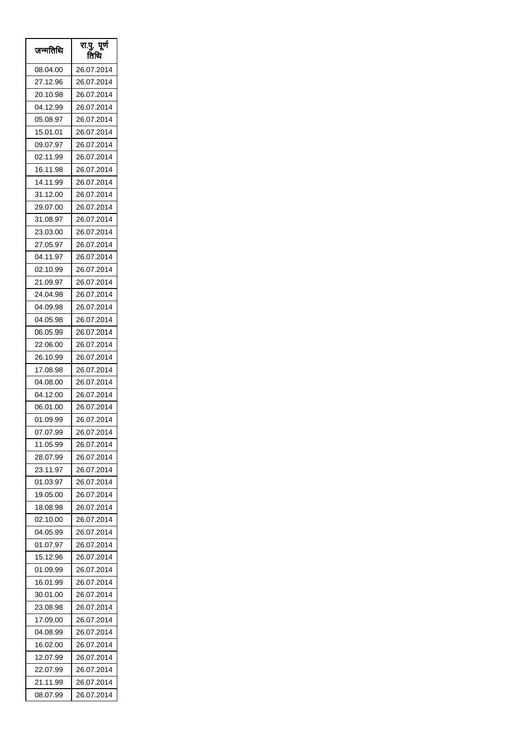| जन्मतिथि | रा.पु. पूर्ण तिथि |
|---|---|
| 08.04.00 | 26.07.2014 |
| 27.12.96 | 26.07.2014 |
| 20.10.98 | 26.07.2014 |
| 04.12.99 | 26.07.2014 |
| 05.08.97 | 26.07.2014 |
| 15.01.01 | 26.07.2014 |
| 09.07.97 | 26.07.2014 |
| 02.11.99 | 26.07.2014 |
| 16.11.98 | 26.07.2014 |
| 14.11.99 | 26.07.2014 |
| 31.12.00 | 26.07.2014 |
| 29.07.00 | 26.07.2014 |
| 31.08.97 | 26.07.2014 |
| 23.03.00 | 26.07.2014 |
| 27.05.97 | 26.07.2014 |
| 04.11.97 | 26.07.2014 |
| 02.10.99 | 26.07.2014 |
| 21.09.97 | 26.07.2014 |
| 24.04.98 | 26.07.2014 |
| 04.09.98 | 26.07.2014 |
| 04.05.98 | 26.07.2014 |
| 06.05.99 | 26.07.2014 |
| 22.06.00 | 26.07.2014 |
| 26.10.99 | 26.07.2014 |
| 17.08.98 | 26.07.2014 |
| 04.08.00 | 26.07.2014 |
| 04.12.00 | 26.07.2014 |
| 06.01.00 | 26.07.2014 |
| 01.09.99 | 26.07.2014 |
| 07.07.99 | 26.07.2014 |
| 11.05.99 | 26.07.2014 |
| 28.07.99 | 26.07.2014 |
| 23.11.97 | 26.07.2014 |
| 01.03.97 | 26.07.2014 |
| 19.05.00 | 26.07.2014 |
| 18.08.98 | 26.07.2014 |
| 02.10.00 | 26.07.2014 |
| 04.05.99 | 26.07.2014 |
| 01.07.97 | 26.07.2014 |
| 15.12.96 | 26.07.2014 |
| 01.09.99 | 26.07.2014 |
| 16.01.99 | 26.07.2014 |
| 30.01.00 | 26.07.2014 |
| 23.08.98 | 26.07.2014 |
| 17.09.00 | 26.07.2014 |
| 04.08.99 | 26.07.2014 |
| 16.02.00 | 26.07.2014 |
| 12.07.99 | 26.07.2014 |
| 22.07.99 | 26.07.2014 |
| 21.11.99 | 26.07.2014 |
| 08.07.99 | 26.07.2014 |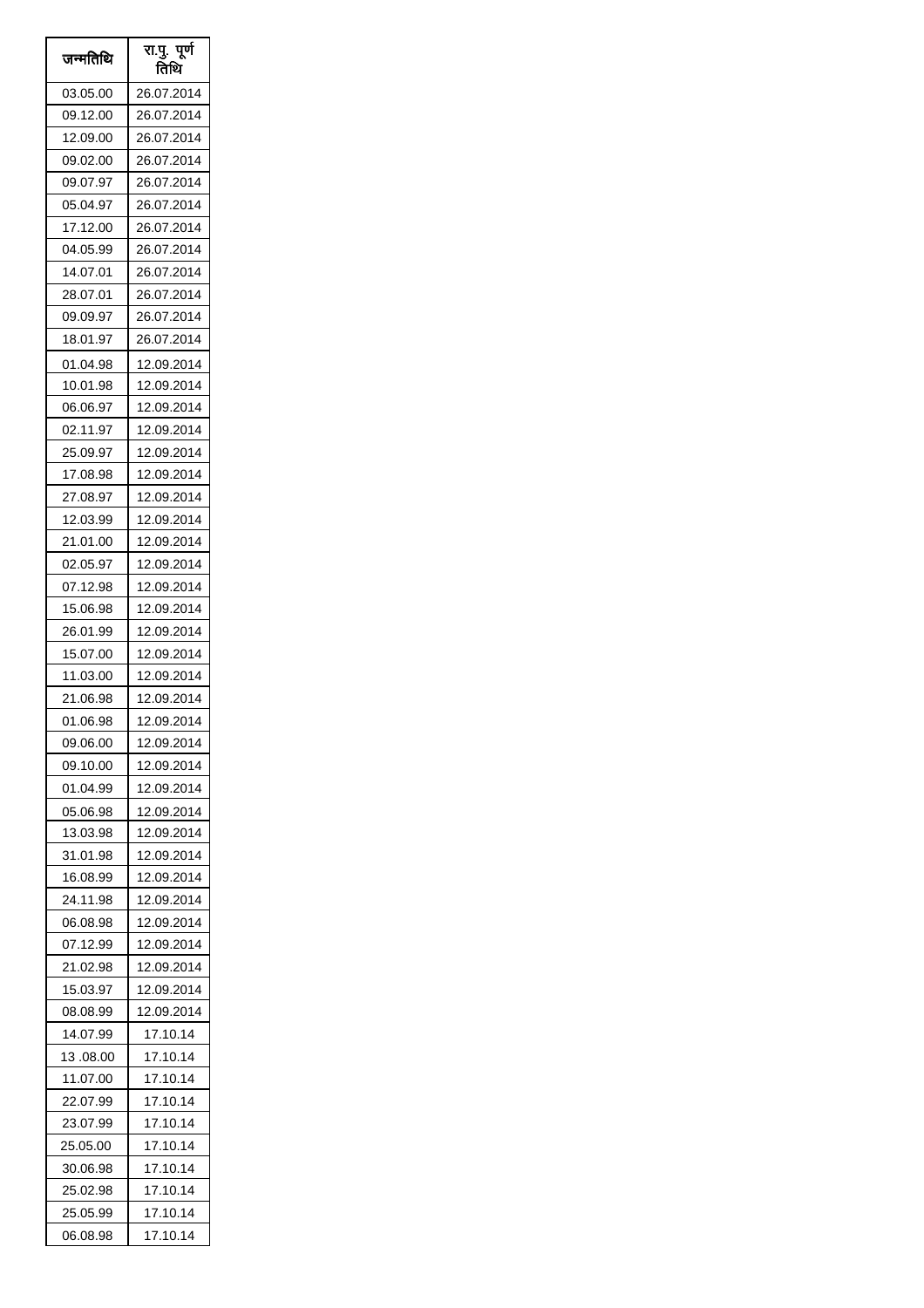| जन्मतिथि | रा.पु. पूर्ण तिथि |
|---|---|
| 03.05.00 | 26.07.2014 |
| 09.12.00 | 26.07.2014 |
| 12.09.00 | 26.07.2014 |
| 09.02.00 | 26.07.2014 |
| 09.07.97 | 26.07.2014 |
| 05.04.97 | 26.07.2014 |
| 17.12.00 | 26.07.2014 |
| 04.05.99 | 26.07.2014 |
| 14.07.01 | 26.07.2014 |
| 28.07.01 | 26.07.2014 |
| 09.09.97 | 26.07.2014 |
| 18.01.97 | 26.07.2014 |
| 01.04.98 | 12.09.2014 |
| 10.01.98 | 12.09.2014 |
| 06.06.97 | 12.09.2014 |
| 02.11.97 | 12.09.2014 |
| 25.09.97 | 12.09.2014 |
| 17.08.98 | 12.09.2014 |
| 27.08.97 | 12.09.2014 |
| 12.03.99 | 12.09.2014 |
| 21.01.00 | 12.09.2014 |
| 02.05.97 | 12.09.2014 |
| 07.12.98 | 12.09.2014 |
| 15.06.98 | 12.09.2014 |
| 26.01.99 | 12.09.2014 |
| 15.07.00 | 12.09.2014 |
| 11.03.00 | 12.09.2014 |
| 21.06.98 | 12.09.2014 |
| 01.06.98 | 12.09.2014 |
| 09.06.00 | 12.09.2014 |
| 09.10.00 | 12.09.2014 |
| 01.04.99 | 12.09.2014 |
| 05.06.98 | 12.09.2014 |
| 13.03.98 | 12.09.2014 |
| 31.01.98 | 12.09.2014 |
| 16.08.99 | 12.09.2014 |
| 24.11.98 | 12.09.2014 |
| 06.08.98 | 12.09.2014 |
| 07.12.99 | 12.09.2014 |
| 21.02.98 | 12.09.2014 |
| 15.03.97 | 12.09.2014 |
| 08.08.99 | 12.09.2014 |
| 14.07.99 | 17.10.14 |
| 13 .08.00 | 17.10.14 |
| 11.07.00 | 17.10.14 |
| 22.07.99 | 17.10.14 |
| 23.07.99 | 17.10.14 |
| 25.05.00 | 17.10.14 |
| 30.06.98 | 17.10.14 |
| 25.02.98 | 17.10.14 |
| 25.05.99 | 17.10.14 |
| 06.08.98 | 17.10.14 |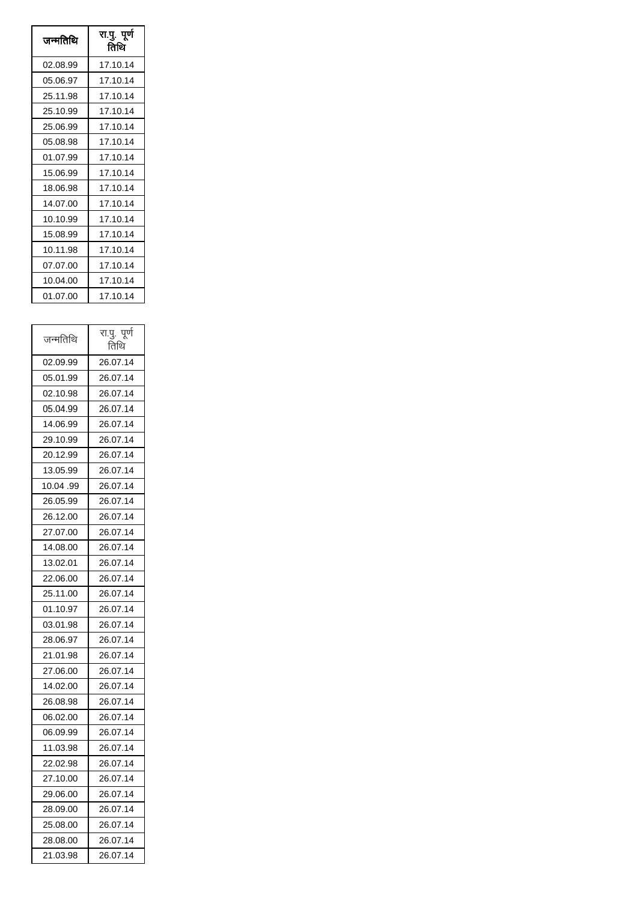| जन्मतिथि | रा.पु. पूर्ण तिथि |
|---|---|
| 02.08.99 | 17.10.14 |
| 05.06.97 | 17.10.14 |
| 25.11.98 | 17.10.14 |
| 25.10.99 | 17.10.14 |
| 25.06.99 | 17.10.14 |
| 05.08.98 | 17.10.14 |
| 01.07.99 | 17.10.14 |
| 15.06.99 | 17.10.14 |
| 18.06.98 | 17.10.14 |
| 14.07.00 | 17.10.14 |
| 10.10.99 | 17.10.14 |
| 15.08.99 | 17.10.14 |
| 10.11.98 | 17.10.14 |
| 07.07.00 | 17.10.14 |
| 10.04.00 | 17.10.14 |
| 01.07.00 | 17.10.14 |

| जन्मतिथि | रा.पु. पूर्ण तिथि |
|---|---|
| 02.09.99 | 26.07.14 |
| 05.01.99 | 26.07.14 |
| 02.10.98 | 26.07.14 |
| 05.04.99 | 26.07.14 |
| 14.06.99 | 26.07.14 |
| 29.10.99 | 26.07.14 |
| 20.12.99 | 26.07.14 |
| 13.05.99 | 26.07.14 |
| 10.04 .99 | 26.07.14 |
| 26.05.99 | 26.07.14 |
| 26.12.00 | 26.07.14 |
| 27.07.00 | 26.07.14 |
| 14.08.00 | 26.07.14 |
| 13.02.01 | 26.07.14 |
| 22.06.00 | 26.07.14 |
| 25.11.00 | 26.07.14 |
| 01.10.97 | 26.07.14 |
| 03.01.98 | 26.07.14 |
| 28.06.97 | 26.07.14 |
| 21.01.98 | 26.07.14 |
| 27.06.00 | 26.07.14 |
| 14.02.00 | 26.07.14 |
| 26.08.98 | 26.07.14 |
| 06.02.00 | 26.07.14 |
| 06.09.99 | 26.07.14 |
| 11.03.98 | 26.07.14 |
| 22.02.98 | 26.07.14 |
| 27.10.00 | 26.07.14 |
| 29.06.00 | 26.07.14 |
| 28.09.00 | 26.07.14 |
| 25.08.00 | 26.07.14 |
| 28.08.00 | 26.07.14 |
| 21.03.98 | 26.07.14 |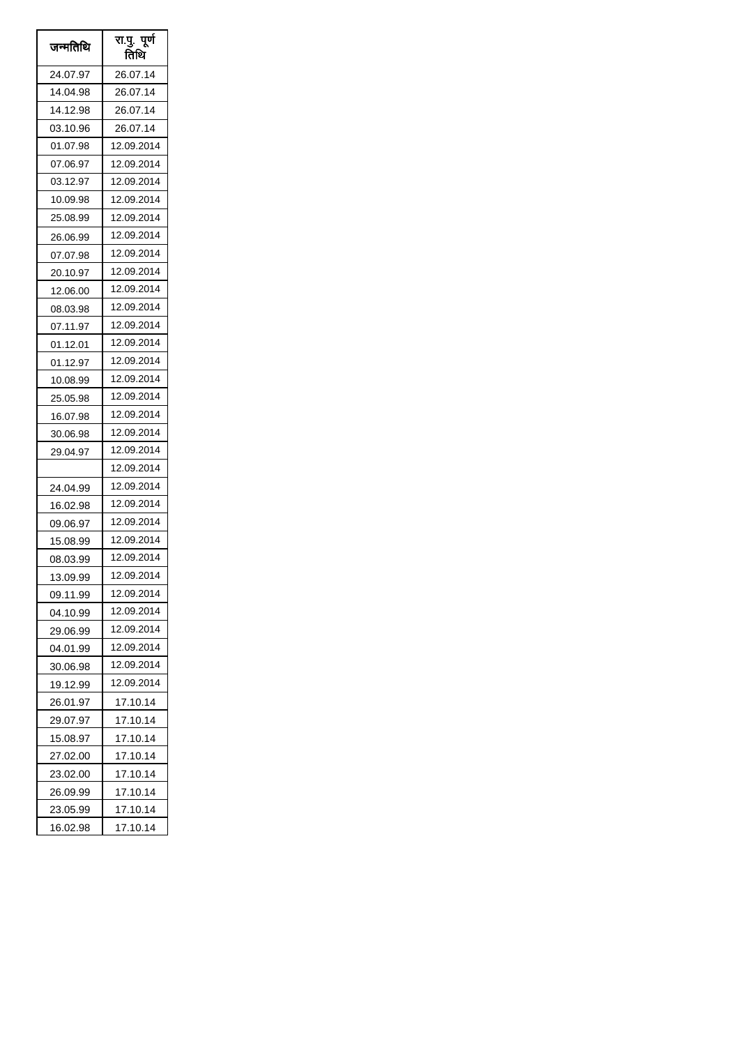| जन्मतिथि | रा.पु. पूर्ण तिथि |
|---|---|
| 24.07.97 | 26.07.14 |
| 14.04.98 | 26.07.14 |
| 14.12.98 | 26.07.14 |
| 03.10.96 | 26.07.14 |
| 01.07.98 | 12.09.2014 |
| 07.06.97 | 12.09.2014 |
| 03.12.97 | 12.09.2014 |
| 10.09.98 | 12.09.2014 |
| 25.08.99 | 12.09.2014 |
| 26.06.99 | 12.09.2014 |
| 07.07.98 | 12.09.2014 |
| 20.10.97 | 12.09.2014 |
| 12.06.00 | 12.09.2014 |
| 08.03.98 | 12.09.2014 |
| 07.11.97 | 12.09.2014 |
| 01.12.01 | 12.09.2014 |
| 01.12.97 | 12.09.2014 |
| 10.08.99 | 12.09.2014 |
| 25.05.98 | 12.09.2014 |
| 16.07.98 | 12.09.2014 |
| 30.06.98 | 12.09.2014 |
| 29.04.97 | 12.09.2014 |
| | 12.09.2014 |
| 24.04.99 | 12.09.2014 |
| 16.02.98 | 12.09.2014 |
| 09.06.97 | 12.09.2014 |
| 15.08.99 | 12.09.2014 |
| 08.03.99 | 12.09.2014 |
| 13.09.99 | 12.09.2014 |
| 09.11.99 | 12.09.2014 |
| 04.10.99 | 12.09.2014 |
| 29.06.99 | 12.09.2014 |
| 04.01.99 | 12.09.2014 |
| 30.06.98 | 12.09.2014 |
| 19.12.99 | 12.09.2014 |
| 26.01.97 | 17.10.14 |
| 29.07.97 | 17.10.14 |
| 15.08.97 | 17.10.14 |
| 27.02.00 | 17.10.14 |
| 23.02.00 | 17.10.14 |
| 26.09.99 | 17.10.14 |
| 23.05.99 | 17.10.14 |
| 16.02.98 | 17.10.14 |